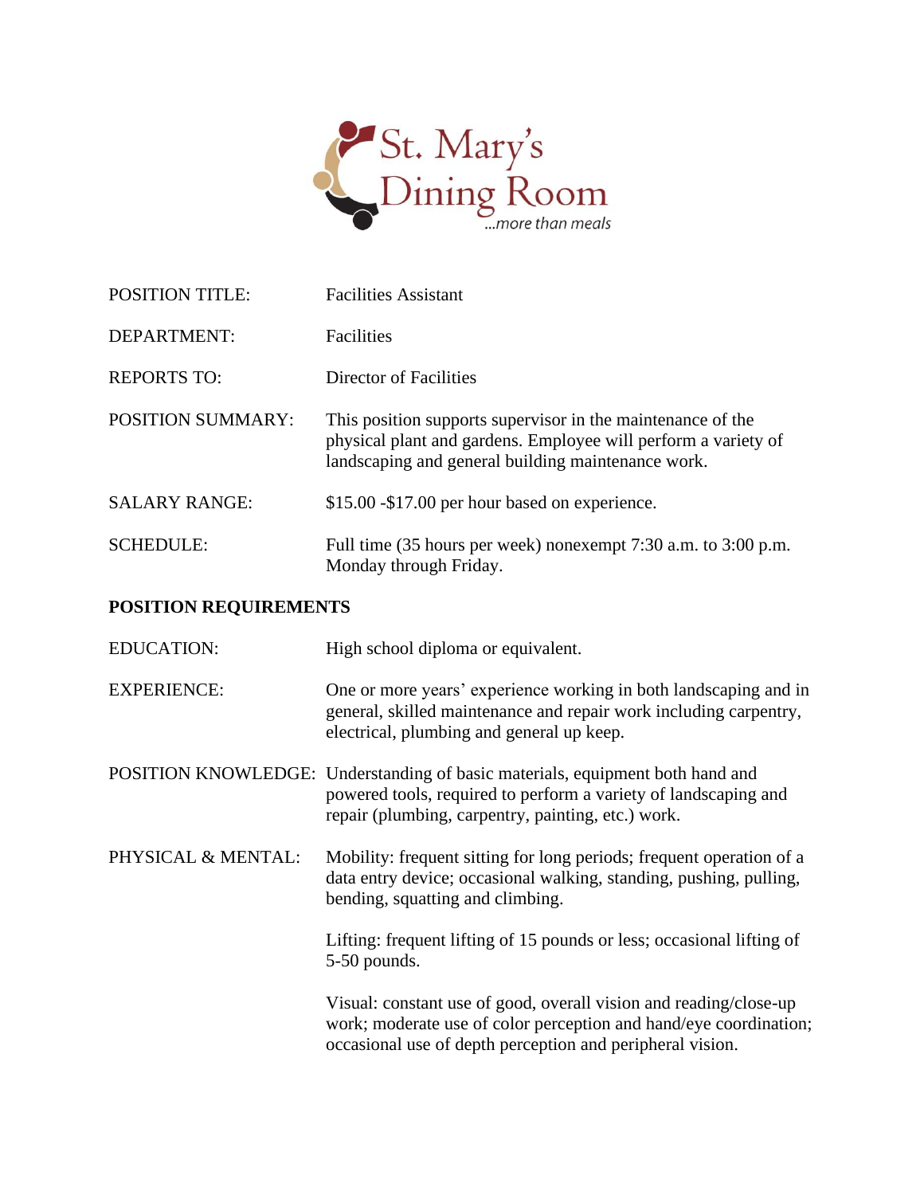St. Mary's Dining Room
*...more than meals*

| | |
|---|---|
| POSITION TITLE: | Facilities Assistant |
| DEPARTMENT: | Facilities |
| REPORTS TO: | Director of Facilities |
| POSITION SUMMARY: | This position supports supervisor in the maintenance of the physical plant and gardens. Employee will perform a variety of landscaping and general building maintenance work. |
| SALARY RANGE: | $15.00 -$17.00 per hour based on experience. |
| SCHEDULE: | Full time (35 hours per week) nonexempt 7:30 a.m. to 3:00 p.m. Monday through Friday. |

**POSITION REQUIREMENTS**

| | |
|---|---|
| EDUCATION: | High school diploma or equivalent. |
| EXPERIENCE: | One or more years' experience working in both landscaping and in general, skilled maintenance and repair work including carpentry, electrical, plumbing and general up keep. |
| POSITION KNOWLEDGE: | Understanding of basic materials, equipment both hand and powered tools, required to perform a variety of landscaping and repair (plumbing, carpentry, painting, etc.) work. |
| PHYSICAL & MENTAL: | Mobility: frequent sitting for long periods; frequent operation of a data entry device; occasional walking, standing, pushing, pulling, bending, squatting and climbing. |
| | Lifting: frequent lifting of 15 pounds or less; occasional lifting of 5-50 pounds. |
| | Visual: constant use of good, overall vision and reading/close-up work; moderate use of color perception and hand/eye coordination; occasional use of depth perception and peripheral vision. |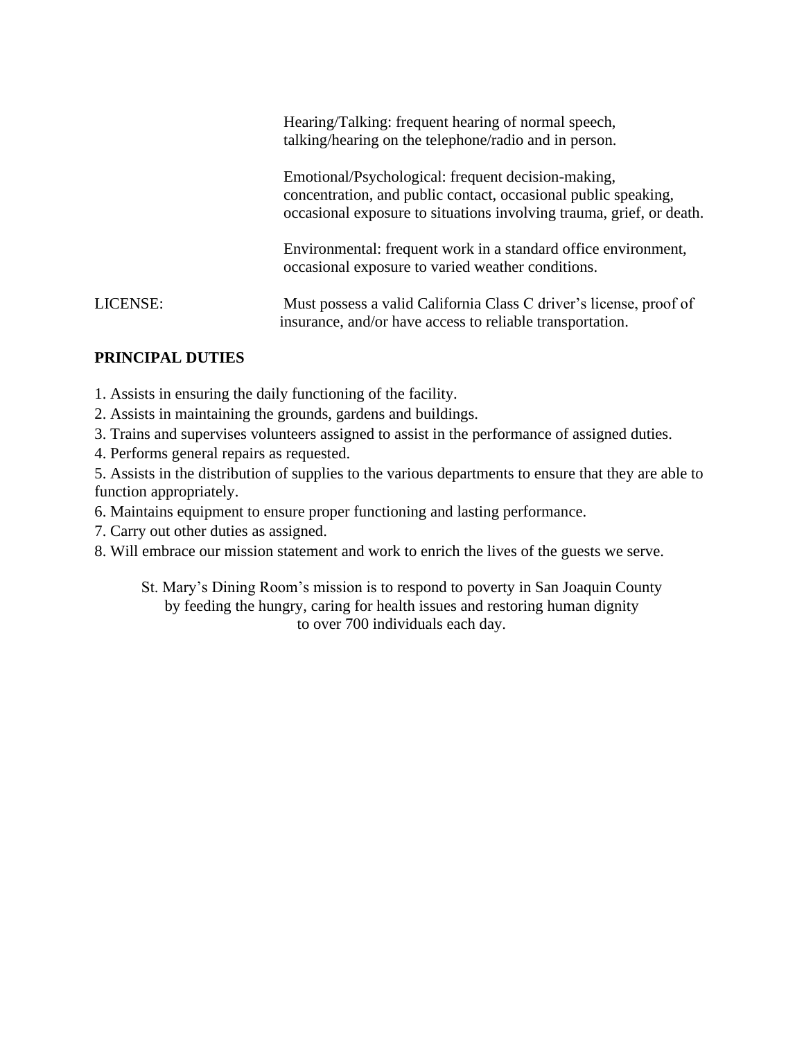Hearing/Talking: frequent hearing of normal speech, talking/hearing on the telephone/radio and in person.

Emotional/Psychological: frequent decision-making, concentration, and public contact, occasional public speaking, occasional exposure to situations involving trauma, grief, or death.

Environmental: frequent work in a standard office environment, occasional exposure to varied weather conditions.

LICENSE: Must possess a valid California Class C driver's license, proof of insurance, and/or have access to reliable transportation.

**PRINCIPAL DUTIES**

1. Assists in ensuring the daily functioning of the facility.
2. Assists in maintaining the grounds, gardens and buildings.
3. Trains and supervises volunteers assigned to assist in the performance of assigned duties.
4. Performs general repairs as requested.
5. Assists in the distribution of supplies to the various departments to ensure that they are able to function appropriately.
6. Maintains equipment to ensure proper functioning and lasting performance.
7. Carry out other duties as assigned.
8. Will embrace our mission statement and work to enrich the lives of the guests we serve.

St. Mary's Dining Room's mission is to respond to poverty in San Joaquin County by feeding the hungry, caring for health issues and restoring human dignity to over 700 individuals each day.